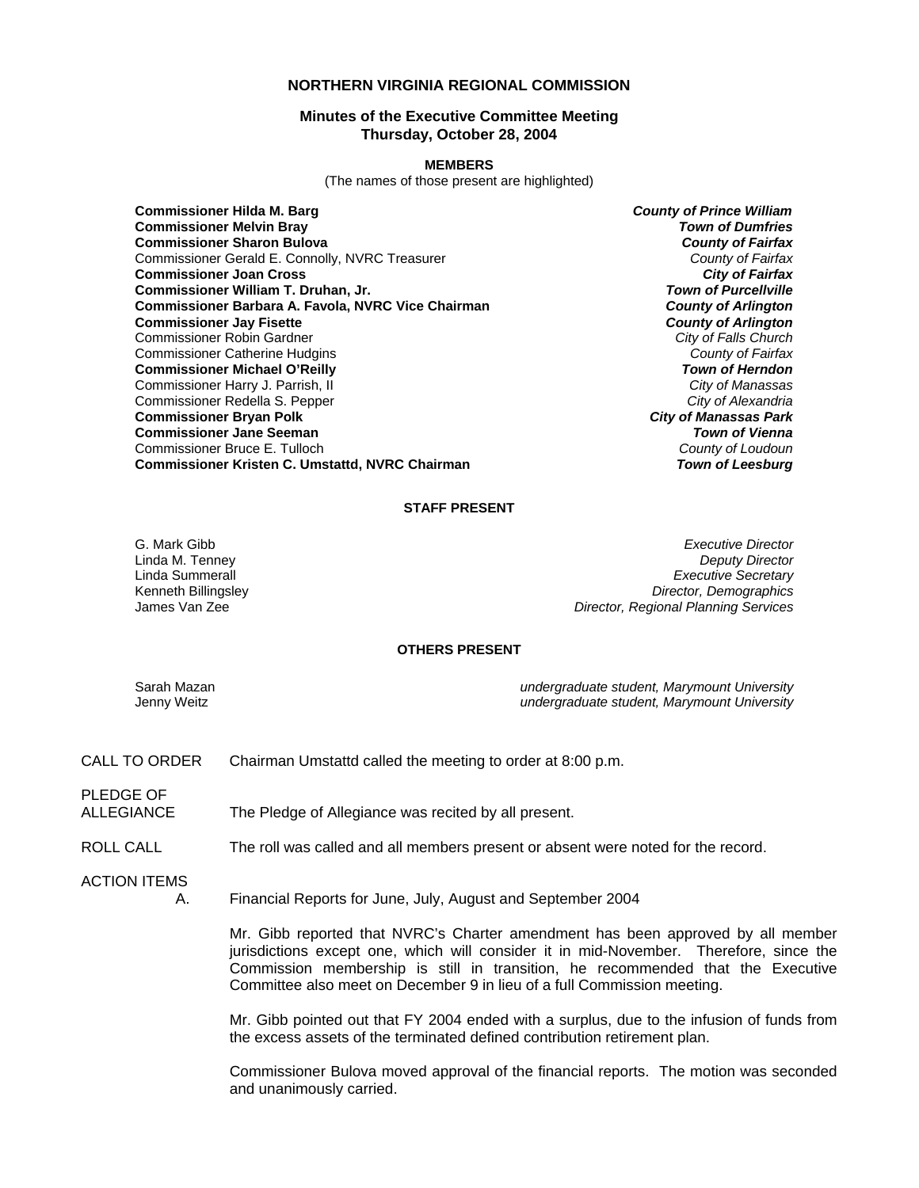# NORTHERN VIRGINIA REGIONAL COMMISSION

## Minutes of the Executive Committee Meeting
## Thursday, October 28, 2004

**MEMBERS**
(The names of those present are highlighted)

| | |
|---|---|
| **Commissioner Hilda M. Barg** | ***County of Prince William*** |
| **Commissioner Melvin Bray** | ***Town of Dumfries*** |
| **Commissioner Sharon Bulova** | ***County of Fairfax*** |
| Commissioner Gerald E. Connolly, NVRC Treasurer | *County of Fairfax* |
| **Commissioner Joan Cross** | ***City of Fairfax*** |
| **Commissioner William T. Druhan, Jr.** | ***Town of Purcellville*** |
| **Commissioner Barbara A. Favola, NVRC Vice Chairman** | ***County of Arlington*** |
| **Commissioner Jay Fisette** | ***County of Arlington*** |
| Commissioner Robin Gardner | *City of Falls Church* |
| Commissioner Catherine Hudgins | *County of Fairfax* |
| **Commissioner Michael O'Reilly** | ***Town of Herndon*** |
| Commissioner Harry J. Parrish, II | *City of Manassas* |
| Commissioner Redella S. Pepper | *City of Alexandria* |
| **Commissioner Bryan Polk** | ***City of Manassas Park*** |
| **Commissioner Jane Seeman** | ***Town of Vienna*** |
| Commissioner Bruce E. Tulloch | *County of Loudoun* |
| **Commissioner Kristen C. Umstattd, NVRC Chairman** | ***Town of Leesburg*** |

**STAFF PRESENT**

| | |
|---|---|
| G. Mark Gibb | *Executive Director* |
| Linda M. Tenney | *Deputy Director* |
| Linda Summerall | *Executive Secretary* |
| Kenneth Billingsley | *Director, Demographics* |
| James Van Zee | *Director, Regional Planning Services* |

**OTHERS PRESENT**

| | |
|---|---|
| Sarah Mazan | *undergraduate student, Marymount University* |
| Jenny Weitz | *undergraduate student, Marymount University* |

CALL TO ORDER — Chairman Umstattd called the meeting to order at 8:00 p.m.

PLEDGE OF ALLEGIANCE — The Pledge of Allegiance was recited by all present.

ROLL CALL — The roll was called and all members present or absent were noted for the record.

ACTION ITEMS

A. Financial Reports for June, July, August and September 2004

Mr. Gibb reported that NVRC's Charter amendment has been approved by all member jurisdictions except one, which will consider it in mid-November. Therefore, since the Commission membership is still in transition, he recommended that the Executive Committee also meet on December 9 in lieu of a full Commission meeting.

Mr. Gibb pointed out that FY 2004 ended with a surplus, due to the infusion of funds from the excess assets of the terminated defined contribution retirement plan.

Commissioner Bulova moved approval of the financial reports. The motion was seconded and unanimously carried.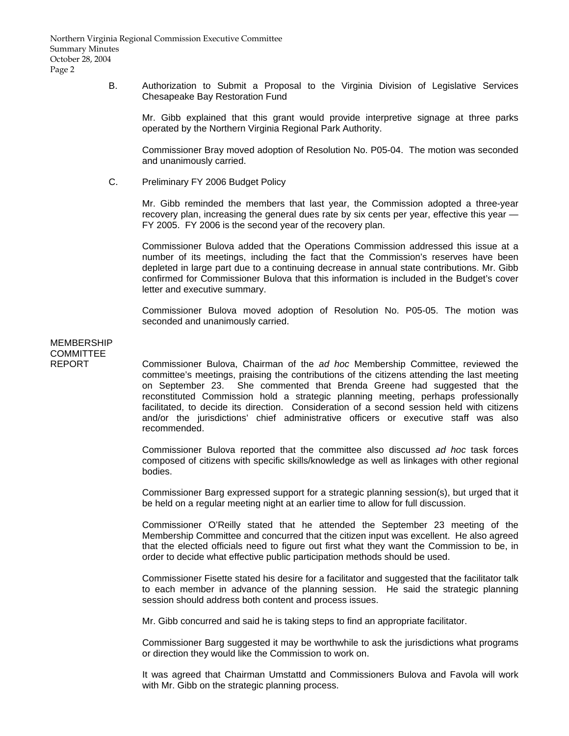B. Authorization to Submit a Proposal to the Virginia Division of Legislative Services Chesapeake Bay Restoration Fund

Mr. Gibb explained that this grant would provide interpretive signage at three parks operated by the Northern Virginia Regional Park Authority.

Commissioner Bray moved adoption of Resolution No. P05-04. The motion was seconded and unanimously carried.

C. Preliminary FY 2006 Budget Policy

Mr. Gibb reminded the members that last year, the Commission adopted a three-year recovery plan, increasing the general dues rate by six cents per year, effective this year — FY 2005. FY 2006 is the second year of the recovery plan.

Commissioner Bulova added that the Operations Commission addressed this issue at a number of its meetings, including the fact that the Commission's reserves have been depleted in large part due to a continuing decrease in annual state contributions. Mr. Gibb confirmed for Commissioner Bulova that this information is included in the Budget's cover letter and executive summary.

Commissioner Bulova moved adoption of Resolution No. P05-05. The motion was seconded and unanimously carried.

## MEMBERSHIP COMMITTEE REPORT

Commissioner Bulova, Chairman of the *ad hoc* Membership Committee, reviewed the committee's meetings, praising the contributions of the citizens attending the last meeting on September 23. She commented that Brenda Greene had suggested that the reconstituted Commission hold a strategic planning meeting, perhaps professionally facilitated, to decide its direction. Consideration of a second session held with citizens and/or the jurisdictions' chief administrative officers or executive staff was also recommended.

Commissioner Bulova reported that the committee also discussed *ad hoc* task forces composed of citizens with specific skills/knowledge as well as linkages with other regional bodies.

Commissioner Barg expressed support for a strategic planning session(s), but urged that it be held on a regular meeting night at an earlier time to allow for full discussion.

Commissioner O'Reilly stated that he attended the September 23 meeting of the Membership Committee and concurred that the citizen input was excellent. He also agreed that the elected officials need to figure out first what they want the Commission to be, in order to decide what effective public participation methods should be used.

Commissioner Fisette stated his desire for a facilitator and suggested that the facilitator talk to each member in advance of the planning session. He said the strategic planning session should address both content and process issues.

Mr. Gibb concurred and said he is taking steps to find an appropriate facilitator.

Commissioner Barg suggested it may be worthwhile to ask the jurisdictions what programs or direction they would like the Commission to work on.

It was agreed that Chairman Umstattd and Commissioners Bulova and Favola will work with Mr. Gibb on the strategic planning process.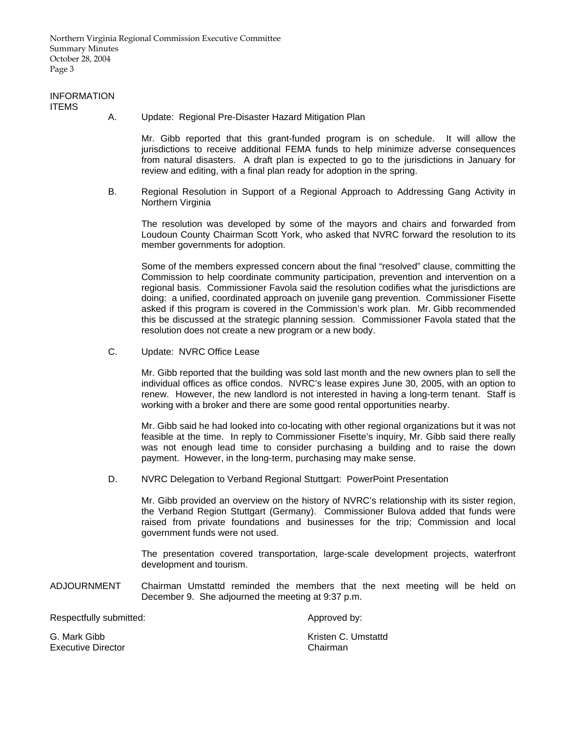INFORMATION ITEMS

A. Update: Regional Pre-Disaster Hazard Mitigation Plan

Mr. Gibb reported that this grant-funded program is on schedule. It will allow the jurisdictions to receive additional FEMA funds to help minimize adverse consequences from natural disasters. A draft plan is expected to go to the jurisdictions in January for review and editing, with a final plan ready for adoption in the spring.

B. Regional Resolution in Support of a Regional Approach to Addressing Gang Activity in Northern Virginia

The resolution was developed by some of the mayors and chairs and forwarded from Loudoun County Chairman Scott York, who asked that NVRC forward the resolution to its member governments for adoption.

Some of the members expressed concern about the final "resolved" clause, committing the Commission to help coordinate community participation, prevention and intervention on a regional basis. Commissioner Favola said the resolution codifies what the jurisdictions are doing: a unified, coordinated approach on juvenile gang prevention. Commissioner Fisette asked if this program is covered in the Commission's work plan. Mr. Gibb recommended this be discussed at the strategic planning session. Commissioner Favola stated that the resolution does not create a new program or a new body.

C. Update: NVRC Office Lease

Mr. Gibb reported that the building was sold last month and the new owners plan to sell the individual offices as office condos. NVRC's lease expires June 30, 2005, with an option to renew. However, the new landlord is not interested in having a long-term tenant. Staff is working with a broker and there are some good rental opportunities nearby.

Mr. Gibb said he had looked into co-locating with other regional organizations but it was not feasible at the time. In reply to Commissioner Fisette's inquiry, Mr. Gibb said there really was not enough lead time to consider purchasing a building and to raise the down payment. However, in the long-term, purchasing may make sense.

D. NVRC Delegation to Verband Regional Stuttgart: PowerPoint Presentation

Mr. Gibb provided an overview on the history of NVRC's relationship with its sister region, the Verband Region Stuttgart (Germany). Commissioner Bulova added that funds were raised from private foundations and businesses for the trip; Commission and local government funds were not used.

The presentation covered transportation, large-scale development projects, waterfront development and tourism.

ADJOURNMENT

Chairman Umstattd reminded the members that the next meeting will be held on December 9. She adjourned the meeting at 9:37 p.m.

Respectfully submitted:

G. Mark Gibb
Executive Director

Approved by:

Kristen C. Umstattd
Chairman